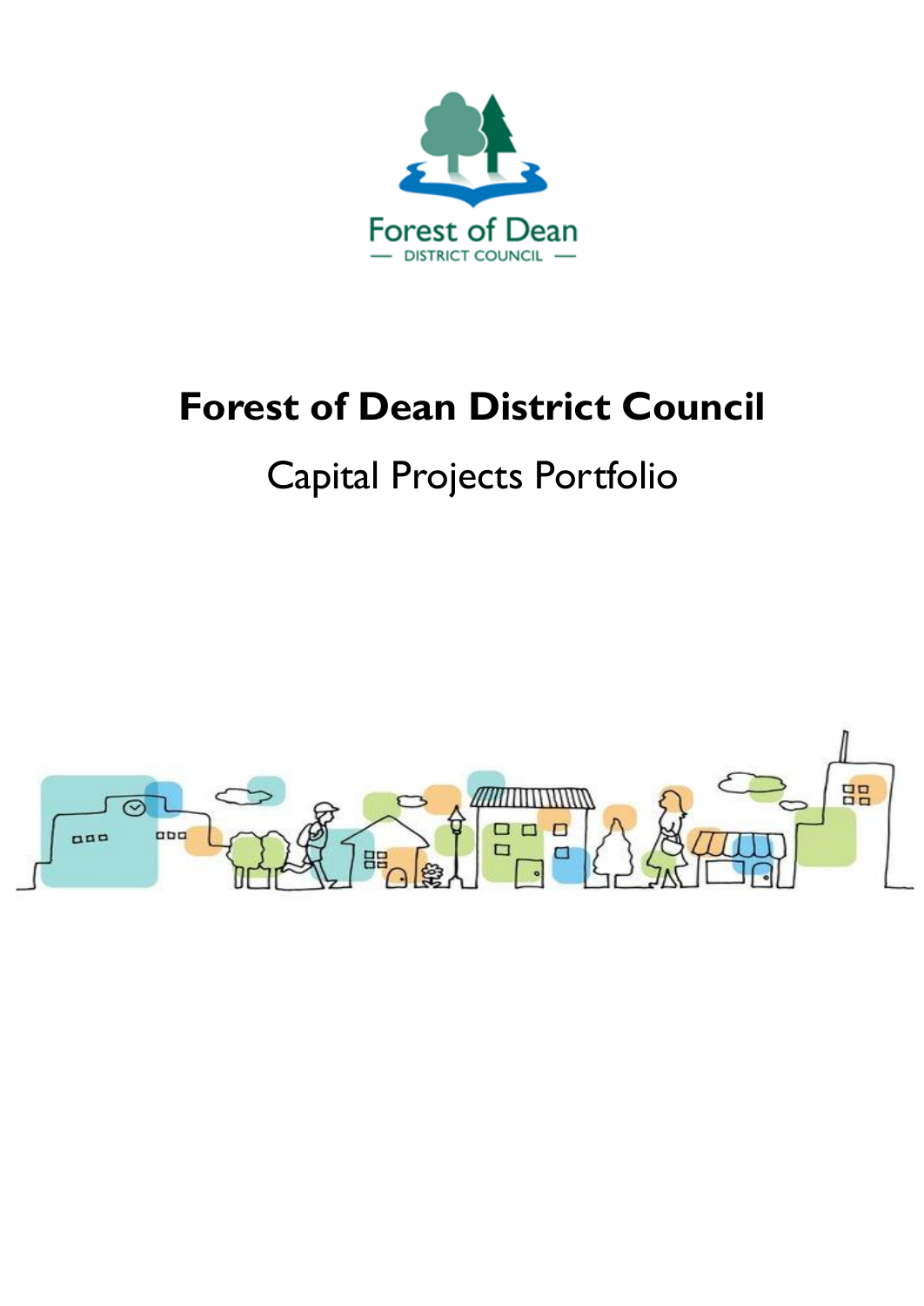# Forest of Dean District Council

## Capital Projects Portfolio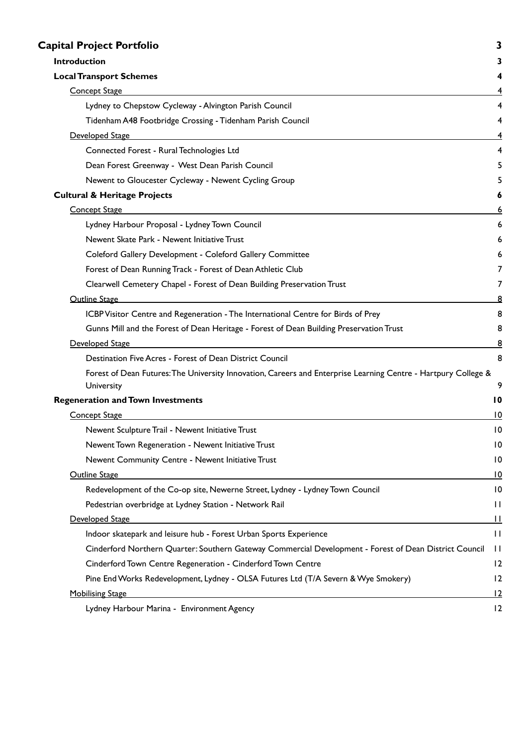**Capital Project Portfolio** 3

- **Introduction** 3
- **Local Transport Schemes** 4
  - Concept Stage 4
    - Lydney to Chepstow Cycleway - Alvington Parish Council 4
    - Tidenham A48 Footbridge Crossing - Tidenham Parish Council 4
  - Developed Stage 4
    - Connected Forest - Rural Technologies Ltd 4
    - Dean Forest Greenway - West Dean Parish Council 5
    - Newent to Gloucester Cycleway - Newent Cycling Group 5
- **Cultural & Heritage Projects** 6
  - Concept Stage 6
    - Lydney Harbour Proposal - Lydney Town Council 6
    - Newent Skate Park - Newent Initiative Trust 6
    - Coleford Gallery Development - Coleford Gallery Committee 6
    - Forest of Dean Running Track - Forest of Dean Athletic Club 7
    - Clearwell Cemetery Chapel - Forest of Dean Building Preservation Trust 7
  - Outline Stage 8
    - ICBP Visitor Centre and Regeneration - The International Centre for Birds of Prey 8
    - Gunns Mill and the Forest of Dean Heritage - Forest of Dean Building Preservation Trust 8
  - Developed Stage 8
    - Destination Five Acres - Forest of Dean District Council 8
    - Forest of Dean Futures: The University Innovation, Careers and Enterprise Learning Centre - Hartpury College & University 9
- **Regeneration and Town Investments** 10
  - Concept Stage 10
    - Newent Sculpture Trail - Newent Initiative Trust 10
    - Newent Town Regeneration - Newent Initiative Trust 10
    - Newent Community Centre - Newent Initiative Trust 10
  - Outline Stage 10
    - Redevelopment of the Co-op site, Newerne Street, Lydney - Lydney Town Council 10
    - Pedestrian overbridge at Lydney Station - Network Rail 11
  - Developed Stage 11
    - Indoor skatepark and leisure hub - Forest Urban Sports Experience 11
    - Cinderford Northern Quarter: Southern Gateway Commercial Development - Forest of Dean District Council 11
    - Cinderford Town Centre Regeneration - Cinderford Town Centre 12
    - Pine End Works Redevelopment, Lydney - OLSA Futures Ltd (T/A Severn & Wye Smokery) 12
  - Mobilising Stage 12
    - Lydney Harbour Marina - Environment Agency 12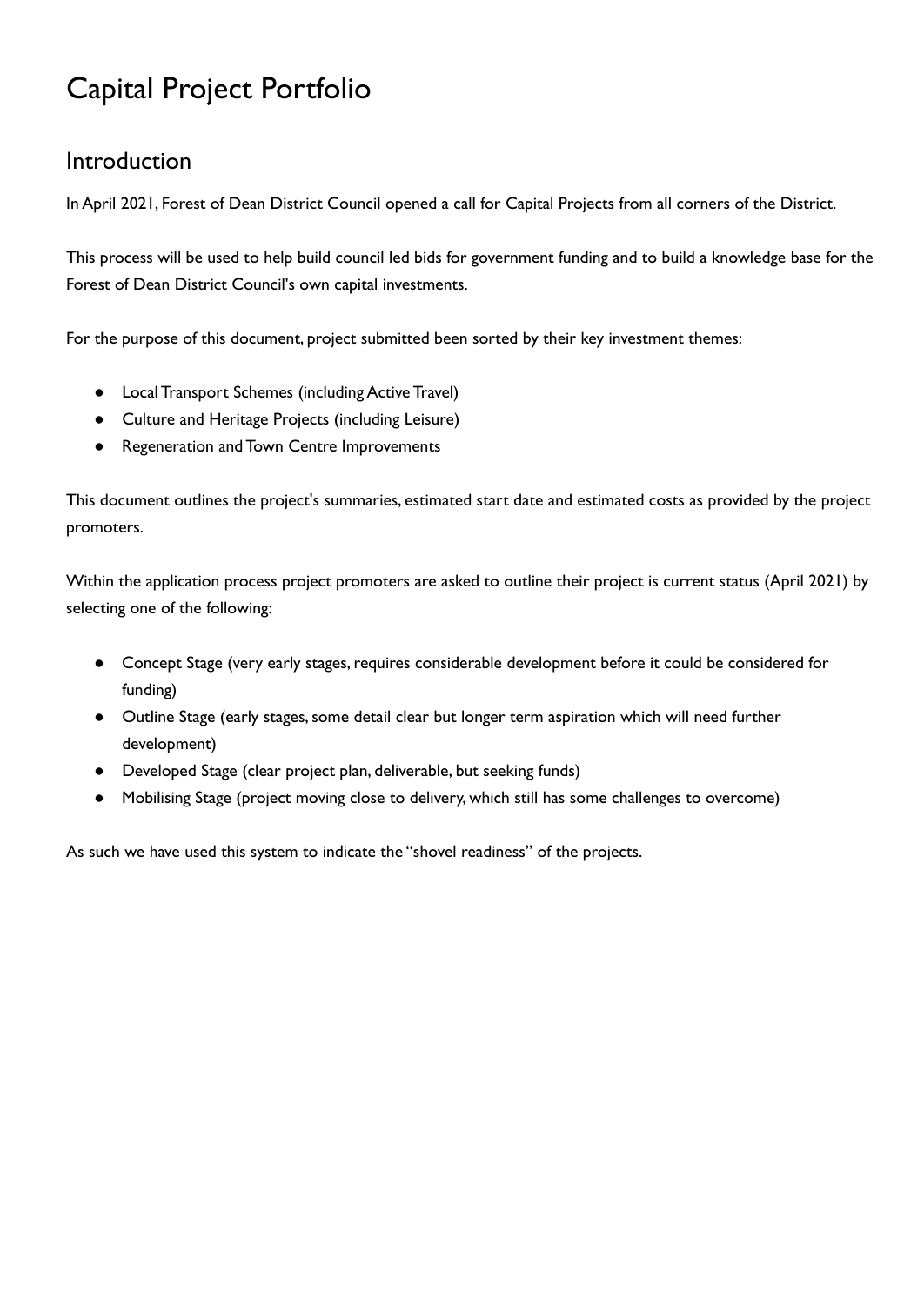# Capital Project Portfolio

## Introduction

In April 2021, Forest of Dean District Council opened a call for Capital Projects from all corners of the District.

This process will be used to help build council led bids for government funding and to build a knowledge base for the Forest of Dean District Council's own capital investments.

For the purpose of this document, project submitted been sorted by their key investment themes:

- Local Transport Schemes (including Active Travel)
- Culture and Heritage Projects (including Leisure)
- Regeneration and Town Centre Improvements

This document outlines the project's summaries, estimated start date and estimated costs as provided by the project promoters.

Within the application process project promoters are asked to outline their project is current status (April 2021) by selecting one of the following:

- Concept Stage (very early stages, requires considerable development before it could be considered for funding)
- Outline Stage (early stages, some detail clear but longer term aspiration which will need further development)
- Developed Stage (clear project plan, deliverable, but seeking funds)
- Mobilising Stage (project moving close to delivery, which still has some challenges to overcome)

As such we have used this system to indicate the "shovel readiness" of the projects.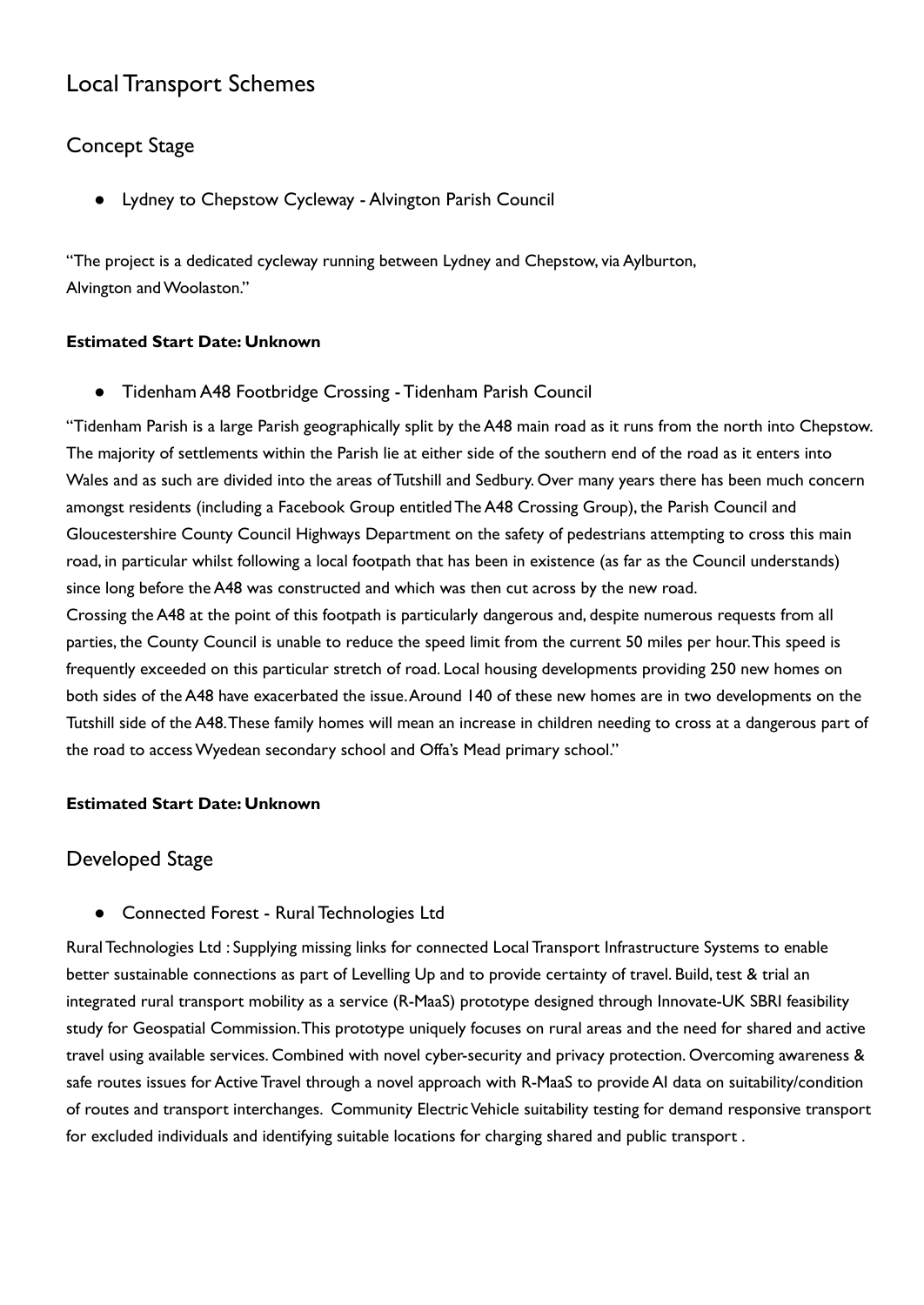# Local Transport Schemes

## Concept Stage

- Lydney to Chepstow Cycleway - Alvington Parish Council

"The project is a dedicated cycleway running between Lydney and Chepstow, via Aylburton, Alvington and Woolaston."

**Estimated Start Date: Unknown**

- Tidenham A48 Footbridge Crossing - Tidenham Parish Council

"Tidenham Parish is a large Parish geographically split by the A48 main road as it runs from the north into Chepstow. The majority of settlements within the Parish lie at either side of the southern end of the road as it enters into Wales and as such are divided into the areas of Tutshill and Sedbury. Over many years there has been much concern amongst residents (including a Facebook Group entitled The A48 Crossing Group), the Parish Council and Gloucestershire County Council Highways Department on the safety of pedestrians attempting to cross this main road, in particular whilst following a local footpath that has been in existence (as far as the Council understands) since long before the A48 was constructed and which was then cut across by the new road.
Crossing the A48 at the point of this footpath is particularly dangerous and, despite numerous requests from all parties, the County Council is unable to reduce the speed limit from the current 50 miles per hour. This speed is frequently exceeded on this particular stretch of road. Local housing developments providing 250 new homes on both sides of the A48 have exacerbated the issue. Around 140 of these new homes are in two developments on the Tutshill side of the A48. These family homes will mean an increase in children needing to cross at a dangerous part of the road to access Wyedean secondary school and Offa's Mead primary school."

**Estimated Start Date: Unknown**

## Developed Stage

- Connected Forest - Rural Technologies Ltd

Rural Technologies Ltd : Supplying missing links for connected Local Transport Infrastructure Systems to enable better sustainable connections as part of Levelling Up and to provide certainty of travel. Build, test & trial an integrated rural transport mobility as a service (R-MaaS) prototype designed through Innovate-UK SBRI feasibility study for Geospatial Commission. This prototype uniquely focuses on rural areas and the need for shared and active travel using available services. Combined with novel cyber-security and privacy protection. Overcoming awareness & safe routes issues for Active Travel through a novel approach with R-MaaS to provide AI data on suitability/condition of routes and transport interchanges. Community Electric Vehicle suitability testing for demand responsive transport for excluded individuals and identifying suitable locations for charging shared and public transport .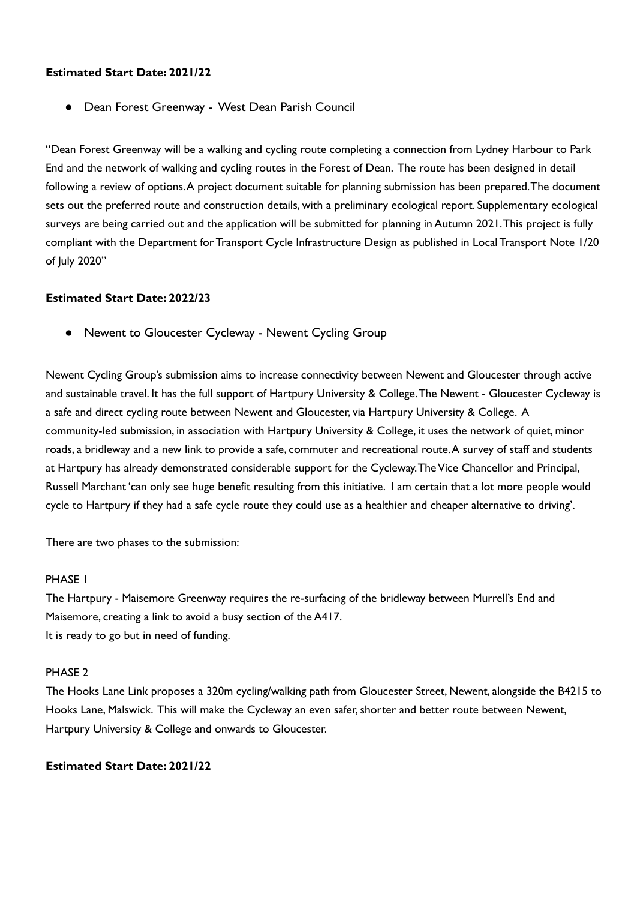**Estimated Start Date: 2021/22**

- Dean Forest Greenway - West Dean Parish Council

"Dean Forest Greenway will be a walking and cycling route completing a connection from Lydney Harbour to Park End and the network of walking and cycling routes in the Forest of Dean. The route has been designed in detail following a review of options. A project document suitable for planning submission has been prepared. The document sets out the preferred route and construction details, with a preliminary ecological report. Supplementary ecological surveys are being carried out and the application will be submitted for planning in Autumn 2021. This project is fully compliant with the Department for Transport Cycle Infrastructure Design as published in Local Transport Note 1/20 of July 2020"

**Estimated Start Date: 2022/23**

- Newent to Gloucester Cycleway - Newent Cycling Group

Newent Cycling Group's submission aims to increase connectivity between Newent and Gloucester through active and sustainable travel. It has the full support of Hartpury University & College. The Newent - Gloucester Cycleway is a safe and direct cycling route between Newent and Gloucester, via Hartpury University & College. A community-led submission, in association with Hartpury University & College, it uses the network of quiet, minor roads, a bridleway and a new link to provide a safe, commuter and recreational route. A survey of staff and students at Hartpury has already demonstrated considerable support for the Cycleway. The Vice Chancellor and Principal, Russell Marchant 'can only see huge benefit resulting from this initiative. I am certain that a lot more people would cycle to Hartpury if they had a safe cycle route they could use as a healthier and cheaper alternative to driving'.

There are two phases to the submission:

PHASE 1

The Hartpury - Maisemore Greenway requires the re-surfacing of the bridleway between Murrell's End and Maisemore, creating a link to avoid a busy section of the A417.
It is ready to go but in need of funding.

PHASE 2

The Hooks Lane Link proposes a 320m cycling/walking path from Gloucester Street, Newent, alongside the B4215 to Hooks Lane, Malswick. This will make the Cycleway an even safer, shorter and better route between Newent, Hartpury University & College and onwards to Gloucester.

**Estimated Start Date: 2021/22**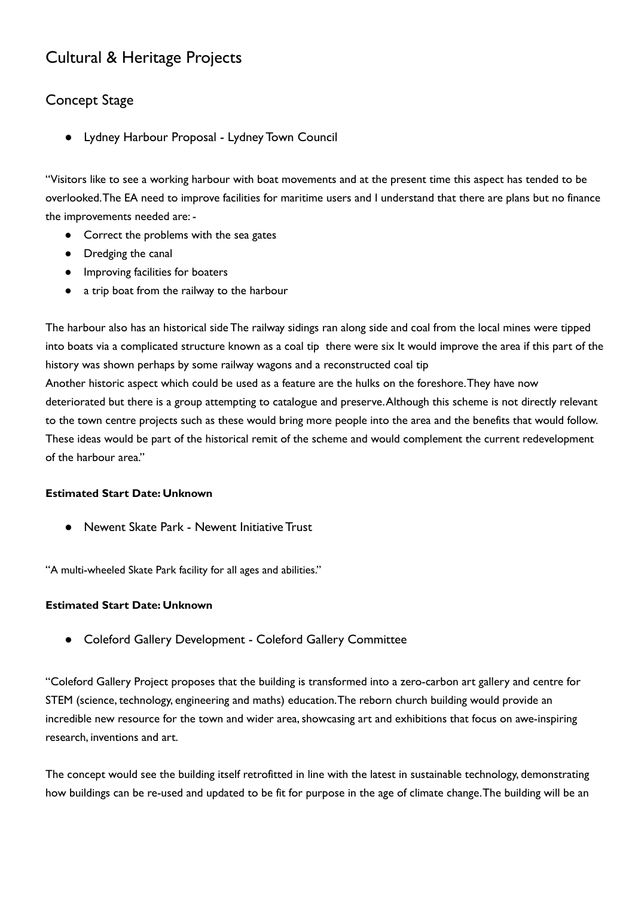# Cultural & Heritage Projects

## Concept Stage

- Lydney Harbour Proposal - Lydney Town Council

"Visitors like to see a working harbour with boat movements and at the present time this aspect has tended to be overlooked. The EA need to improve facilities for maritime users and I understand that there are plans but no finance the improvements needed are: -

- Correct the problems with the sea gates
- Dredging the canal
- Improving facilities for boaters
- a trip boat from the railway to the harbour

The harbour also has an historical side The railway sidings ran along side and coal from the local mines were tipped into boats via a complicated structure known as a coal tip there were six It would improve the area if this part of the history was shown perhaps by some railway wagons and a reconstructed coal tip
Another historic aspect which could be used as a feature are the hulks on the foreshore. They have now deteriorated but there is a group attempting to catalogue and preserve. Although this scheme is not directly relevant to the town centre projects such as these would bring more people into the area and the benefits that would follow. These ideas would be part of the historical remit of the scheme and would complement the current redevelopment of the harbour area."

**Estimated Start Date: Unknown**

- Newent Skate Park - Newent Initiative Trust

"A multi-wheeled Skate Park facility for all ages and abilities."

**Estimated Start Date: Unknown**

- Coleford Gallery Development - Coleford Gallery Committee

"Coleford Gallery Project proposes that the building is transformed into a zero-carbon art gallery and centre for STEM (science, technology, engineering and maths) education. The reborn church building would provide an incredible new resource for the town and wider area, showcasing art and exhibitions that focus on awe-inspiring research, inventions and art.

The concept would see the building itself retrofitted in line with the latest in sustainable technology, demonstrating how buildings can be re-used and updated to be fit for purpose in the age of climate change. The building will be an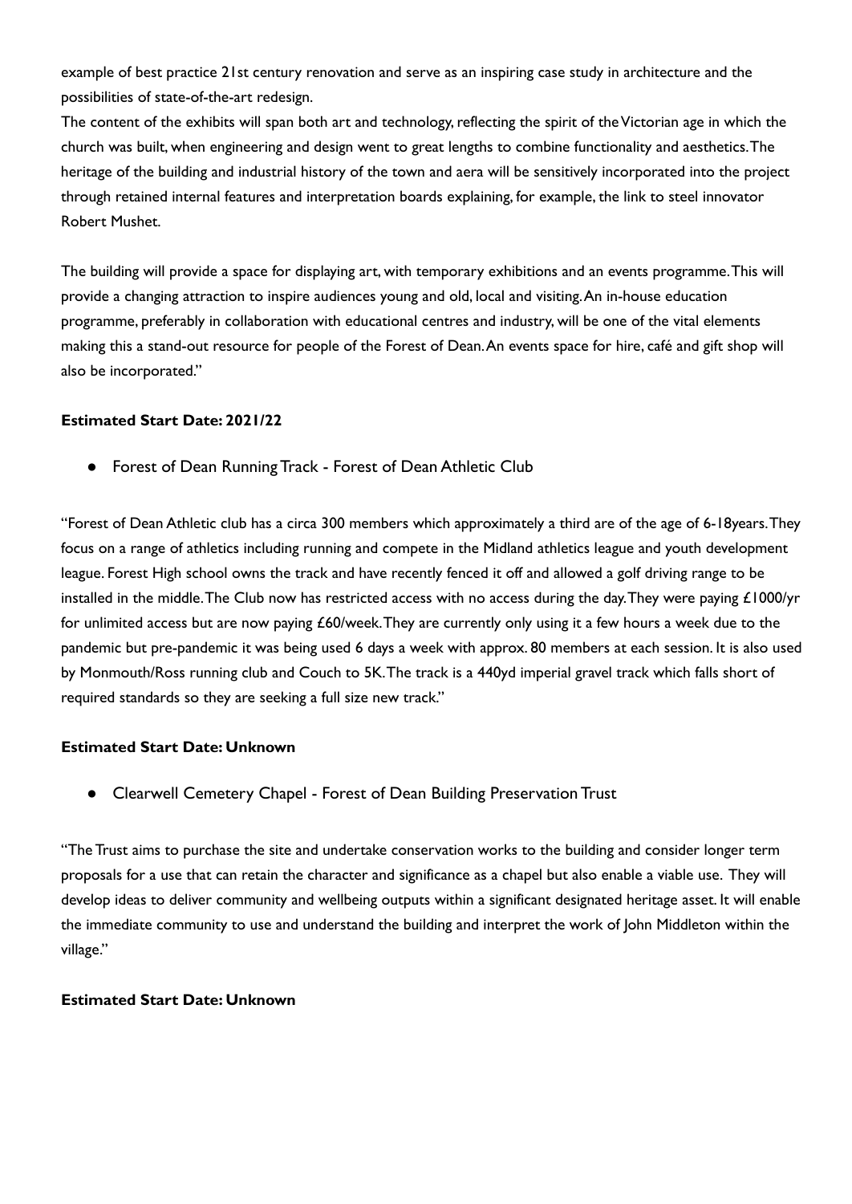example of best practice 21st century renovation and serve as an inspiring case study in architecture and the possibilities of state-of-the-art redesign.
The content of the exhibits will span both art and technology, reflecting the spirit of the Victorian age in which the church was built, when engineering and design went to great lengths to combine functionality and aesthetics. The heritage of the building and industrial history of the town and aera will be sensitively incorporated into the project through retained internal features and interpretation boards explaining, for example, the link to steel innovator Robert Mushet.

The building will provide a space for displaying art, with temporary exhibitions and an events programme. This will provide a changing attraction to inspire audiences young and old, local and visiting. An in-house education programme, preferably in collaboration with educational centres and industry, will be one of the vital elements making this a stand-out resource for people of the Forest of Dean. An events space for hire, café and gift shop will also be incorporated."

**Estimated Start Date: 2021/22**

- Forest of Dean Running Track - Forest of Dean Athletic Club

"Forest of Dean Athletic club has a circa 300 members which approximately a third are of the age of 6-18years. They focus on a range of athletics including running and compete in the Midland athletics league and youth development league. Forest High school owns the track and have recently fenced it off and allowed a golf driving range to be installed in the middle. The Club now has restricted access with no access during the day. They were paying £1000/yr for unlimited access but are now paying £60/week. They are currently only using it a few hours a week due to the pandemic but pre-pandemic it was being used 6 days a week with approx. 80 members at each session. It is also used by Monmouth/Ross running club and Couch to 5K. The track is a 440yd imperial gravel track which falls short of required standards so they are seeking a full size new track."

**Estimated Start Date: Unknown**

- Clearwell Cemetery Chapel - Forest of Dean Building Preservation Trust

"The Trust aims to purchase the site and undertake conservation works to the building and consider longer term proposals for a use that can retain the character and significance as a chapel but also enable a viable use. They will develop ideas to deliver community and wellbeing outputs within a significant designated heritage asset. It will enable the immediate community to use and understand the building and interpret the work of John Middleton within the village."

**Estimated Start Date: Unknown**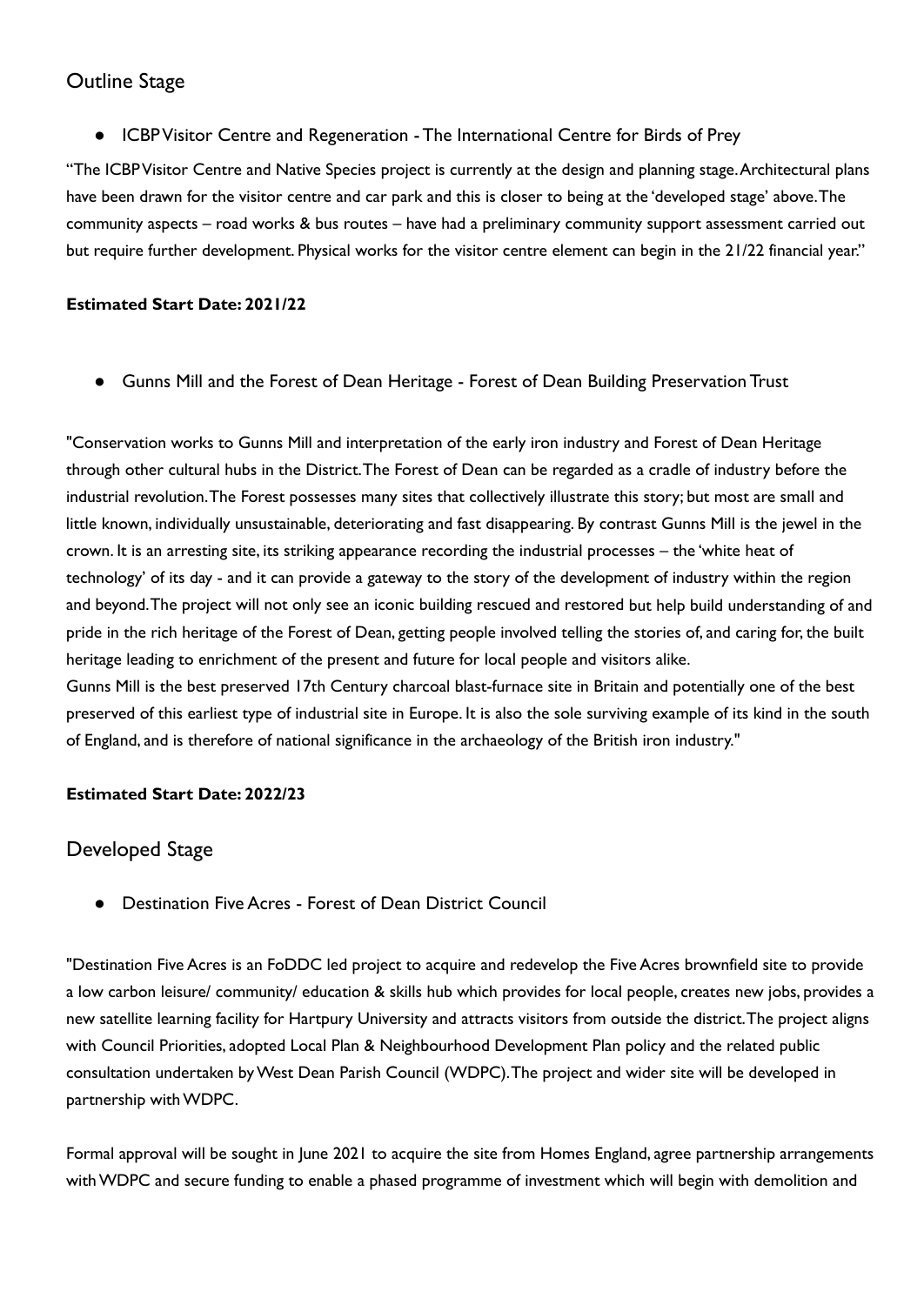## Outline Stage

- ICBP Visitor Centre and Regeneration - The International Centre for Birds of Prey

"The ICBP Visitor Centre and Native Species project is currently at the design and planning stage. Architectural plans have been drawn for the visitor centre and car park and this is closer to being at the 'developed stage' above. The community aspects – road works & bus routes – have had a preliminary community support assessment carried out but require further development. Physical works for the visitor centre element can begin in the 21/22 financial year."

**Estimated Start Date: 2021/22**

- Gunns Mill and the Forest of Dean Heritage - Forest of Dean Building Preservation Trust

"Conservation works to Gunns Mill and interpretation of the early iron industry and Forest of Dean Heritage through other cultural hubs in the District. The Forest of Dean can be regarded as a cradle of industry before the industrial revolution. The Forest possesses many sites that collectively illustrate this story; but most are small and little known, individually unsustainable, deteriorating and fast disappearing. By contrast Gunns Mill is the jewel in the crown. It is an arresting site, its striking appearance recording the industrial processes – the 'white heat of technology' of its day - and it can provide a gateway to the story of the development of industry within the region and beyond. The project will not only see an iconic building rescued and restored but help build understanding of and pride in the rich heritage of the Forest of Dean, getting people involved telling the stories of, and caring for, the built heritage leading to enrichment of the present and future for local people and visitors alike.
Gunns Mill is the best preserved 17th Century charcoal blast-furnace site in Britain and potentially one of the best preserved of this earliest type of industrial site in Europe. It is also the sole surviving example of its kind in the south of England, and is therefore of national significance in the archaeology of the British iron industry."

**Estimated Start Date: 2022/23**

## Developed Stage

- Destination Five Acres - Forest of Dean District Council

"Destination Five Acres is an FoDDC led project to acquire and redevelop the Five Acres brownfield site to provide a low carbon leisure/ community/ education & skills hub which provides for local people, creates new jobs, provides a new satellite learning facility for Hartpury University and attracts visitors from outside the district. The project aligns with Council Priorities, adopted Local Plan & Neighbourhood Development Plan policy and the related public consultation undertaken by West Dean Parish Council (WDPC). The project and wider site will be developed in partnership with WDPC.

Formal approval will be sought in June 2021 to acquire the site from Homes England, agree partnership arrangements with WDPC and secure funding to enable a phased programme of investment which will begin with demolition and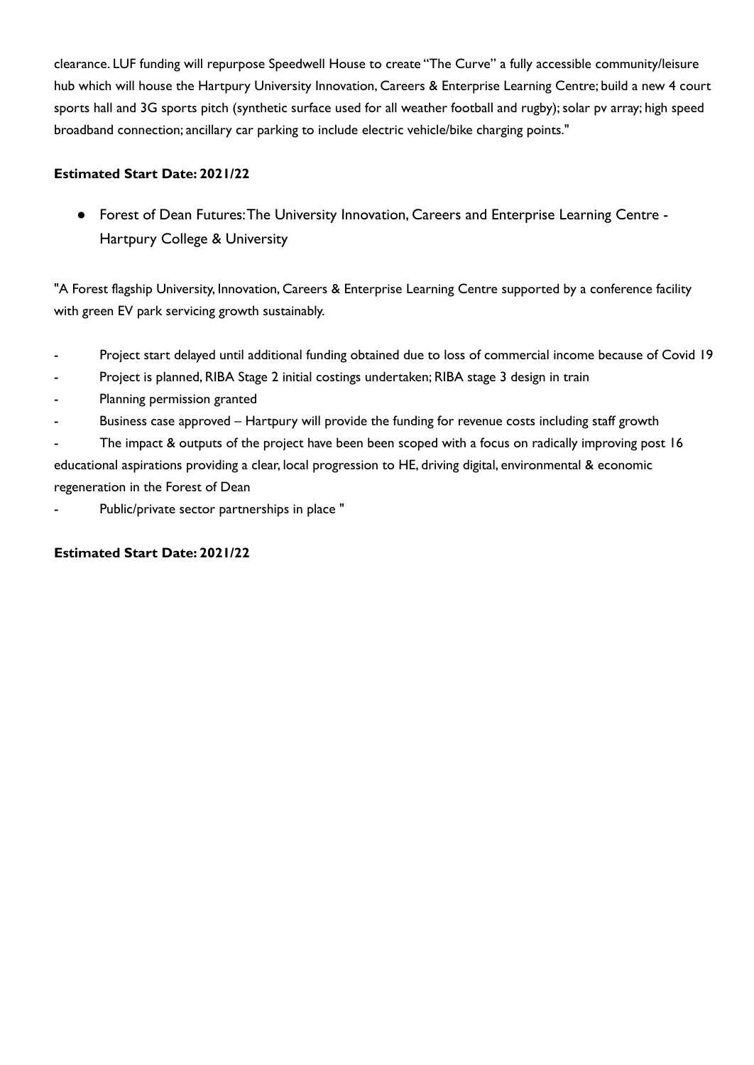clearance. LUF funding will repurpose Speedwell House to create "The Curve" a fully accessible community/leisure hub which will house the Hartpury University Innovation, Careers & Enterprise Learning Centre; build a new 4 court sports hall and 3G sports pitch (synthetic surface used for all weather football and rugby); solar pv array; high speed broadband connection; ancillary car parking to include electric vehicle/bike charging points."

**Estimated Start Date: 2021/22**

- Forest of Dean Futures: The University Innovation, Careers and Enterprise Learning Centre - Hartpury College & University

"A Forest flagship University, Innovation, Careers & Enterprise Learning Centre supported by a conference facility with green EV park servicing growth sustainably.

- Project start delayed until additional funding obtained due to loss of commercial income because of Covid 19
- Project is planned, RIBA Stage 2 initial costings undertaken; RIBA stage 3 design in train
- Planning permission granted
- Business case approved – Hartpury will provide the funding for revenue costs including staff growth
- The impact & outputs of the project have been been scoped with a focus on radically improving post 16 educational aspirations providing a clear, local progression to HE, driving digital, environmental & economic regeneration in the Forest of Dean
- Public/private sector partnerships in place "

**Estimated Start Date: 2021/22**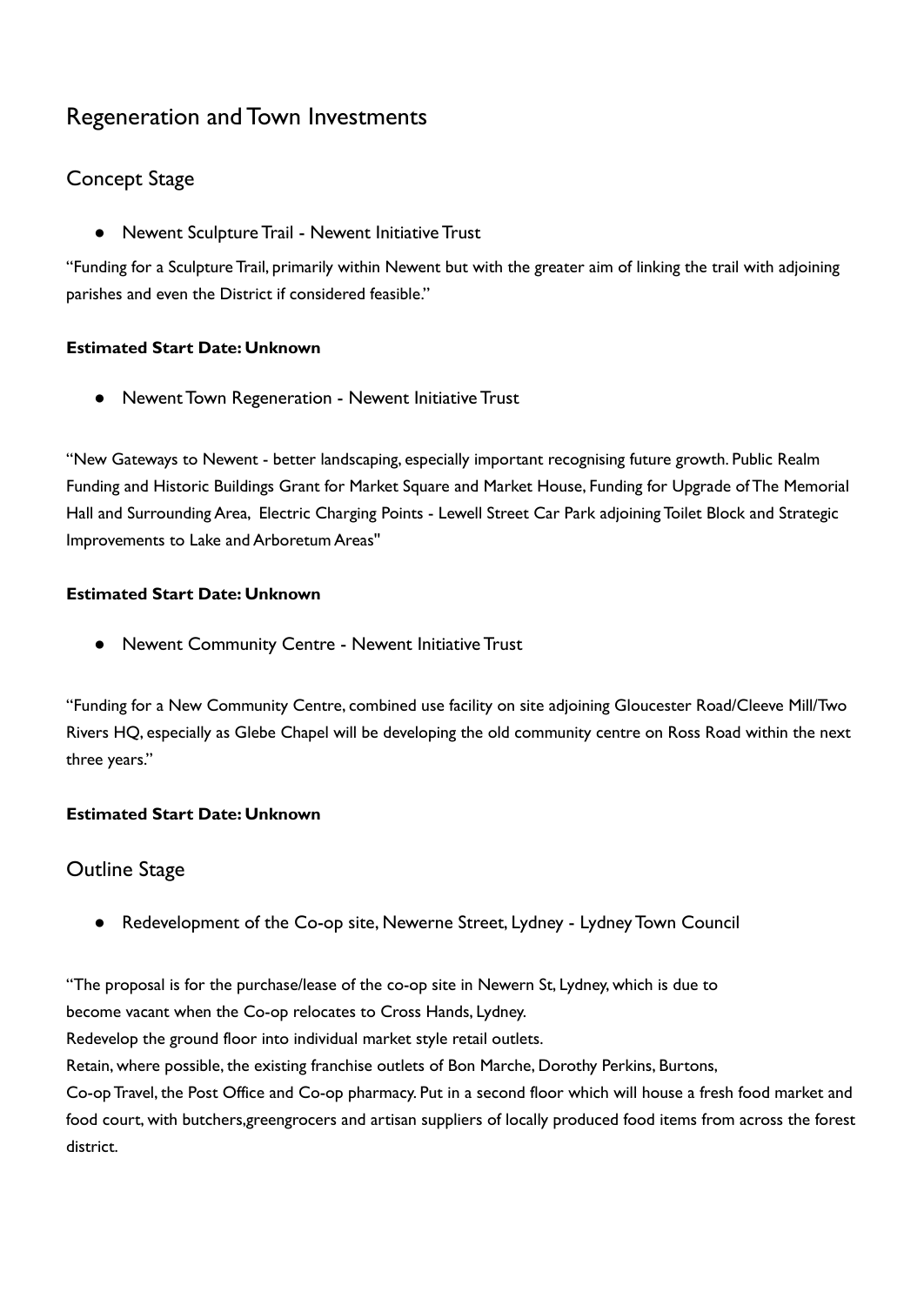## Regeneration and Town Investments

### Concept Stage

- Newent Sculpture Trail - Newent Initiative Trust

"Funding for a Sculpture Trail, primarily within Newent but with the greater aim of linking the trail with adjoining parishes and even the District if considered feasible."

**Estimated Start Date: Unknown**

- Newent Town Regeneration - Newent Initiative Trust

"New Gateways to Newent - better landscaping, especially important recognising future growth. Public Realm Funding and Historic Buildings Grant for Market Square and Market House, Funding for Upgrade of The Memorial Hall and Surrounding Area, Electric Charging Points - Lewell Street Car Park adjoining Toilet Block and Strategic Improvements to Lake and Arboretum Areas"

**Estimated Start Date: Unknown**

- Newent Community Centre - Newent Initiative Trust

"Funding for a New Community Centre, combined use facility on site adjoining Gloucester Road/Cleeve Mill/Two Rivers HQ, especially as Glebe Chapel will be developing the old community centre on Ross Road within the next three years."

**Estimated Start Date: Unknown**

### Outline Stage

- Redevelopment of the Co-op site, Newerne Street, Lydney - Lydney Town Council

"The proposal is for the purchase/lease of the co-op site in Newern St, Lydney, which is due to become vacant when the Co-op relocates to Cross Hands, Lydney.
Redevelop the ground floor into individual market style retail outlets.
Retain, where possible, the existing franchise outlets of Bon Marche, Dorothy Perkins, Burtons, Co-op Travel, the Post Office and Co-op pharmacy. Put in a second floor which will house a fresh food market and food court, with butchers,greengrocers and artisan suppliers of locally produced food items from across the forest district.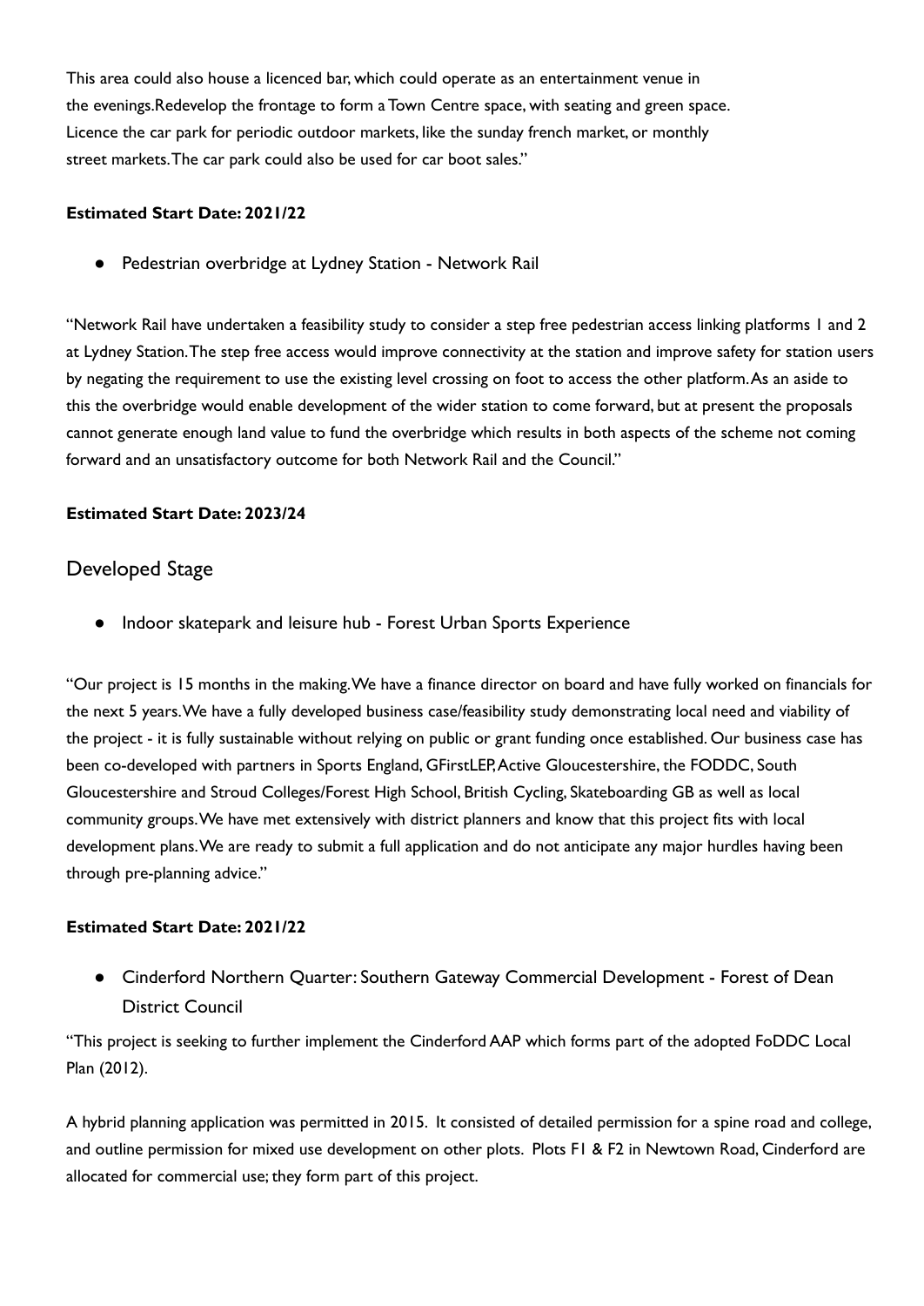This area could also house a licenced bar, which could operate as an entertainment venue in the evenings.Redevelop the frontage to form a Town Centre space, with seating and green space. Licence the car park for periodic outdoor markets, like the sunday french market, or monthly street markets.The car park could also be used for car boot sales."

**Estimated Start Date: 2021/22**

- Pedestrian overbridge at Lydney Station - Network Rail

"Network Rail have undertaken a feasibility study to consider a step free pedestrian access linking platforms 1 and 2 at Lydney Station.The step free access would improve connectivity at the station and improve safety for station users by negating the requirement to use the existing level crossing on foot to access the other platform.As an aside to this the overbridge would enable development of the wider station to come forward, but at present the proposals cannot generate enough land value to fund the overbridge which results in both aspects of the scheme not coming forward and an unsatisfactory outcome for both Network Rail and the Council."

**Estimated Start Date: 2023/24**

## Developed Stage

- Indoor skatepark and leisure hub - Forest Urban Sports Experience

"Our project is 15 months in the making.We have a finance director on board and have fully worked on financials for the next 5 years.We have a fully developed business case/feasibility study demonstrating local need and viability of the project - it is fully sustainable without relying on public or grant funding once established. Our business case has been co-developed with partners in Sports England, GFirstLEP, Active Gloucestershire, the FODDC, South Gloucestershire and Stroud Colleges/Forest High School, British Cycling, Skateboarding GB as well as local community groups.We have met extensively with district planners and know that this project fits with local development plans.We are ready to submit a full application and do not anticipate any major hurdles having been through pre-planning advice."

**Estimated Start Date: 2021/22**

- Cinderford Northern Quarter: Southern Gateway Commercial Development - Forest of Dean District Council

"This project is seeking to further implement the Cinderford AAP which forms part of the adopted FoDDC Local Plan (2012).

A hybrid planning application was permitted in 2015. It consisted of detailed permission for a spine road and college, and outline permission for mixed use development on other plots. Plots F1 & F2 in Newtown Road, Cinderford are allocated for commercial use; they form part of this project.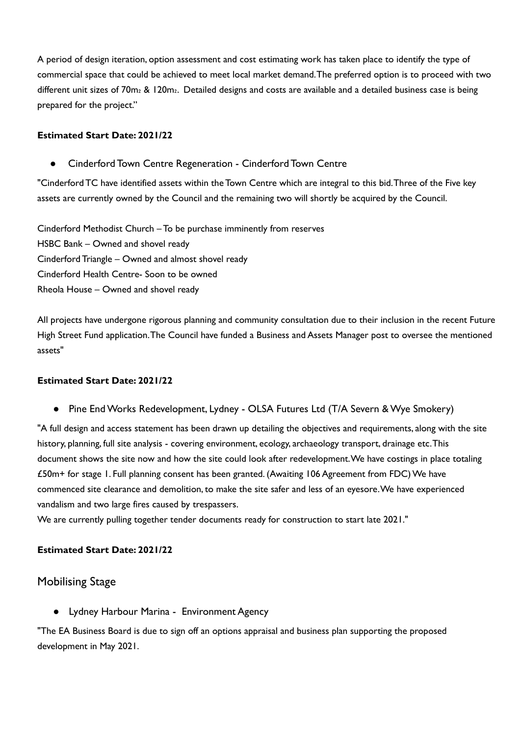A period of design iteration, option assessment and cost estimating work has taken place to identify the type of commercial space that could be achieved to meet local market demand. The preferred option is to proceed with two different unit sizes of $70m^2$ & $120m^2$. Detailed designs and costs are available and a detailed business case is being prepared for the project."

**Estimated Start Date: 2021/22**

- Cinderford Town Centre Regeneration - Cinderford Town Centre

"Cinderford TC have identified assets within the Town Centre which are integral to this bid. Three of the Five key assets are currently owned by the Council and the remaining two will shortly be acquired by the Council.

Cinderford Methodist Church – To be purchase imminently from reserves
HSBC Bank – Owned and shovel ready
Cinderford Triangle – Owned and almost shovel ready
Cinderford Health Centre- Soon to be owned
Rheola House – Owned and shovel ready

All projects have undergone rigorous planning and community consultation due to their inclusion in the recent Future High Street Fund application. The Council have funded a Business and Assets Manager post to oversee the mentioned assets"

**Estimated Start Date: 2021/22**

- Pine End Works Redevelopment, Lydney - OLSA Futures Ltd (T/A Severn & Wye Smokery)

"A full design and access statement has been drawn up detailing the objectives and requirements, along with the site history, planning, full site analysis - covering environment, ecology, archaeology transport, drainage etc. This document shows the site now and how the site could look after redevelopment. We have costings in place totaling £50m+ for stage 1. Full planning consent has been granted. (Awaiting 106 Agreement from FDC) We have commenced site clearance and demolition, to make the site safer and less of an eyesore. We have experienced vandalism and two large fires caused by trespassers.
We are currently pulling together tender documents ready for construction to start late 2021."

**Estimated Start Date: 2021/22**

## Mobilising Stage

- Lydney Harbour Marina - Environment Agency

"The EA Business Board is due to sign off an options appraisal and business plan supporting the proposed development in May 2021.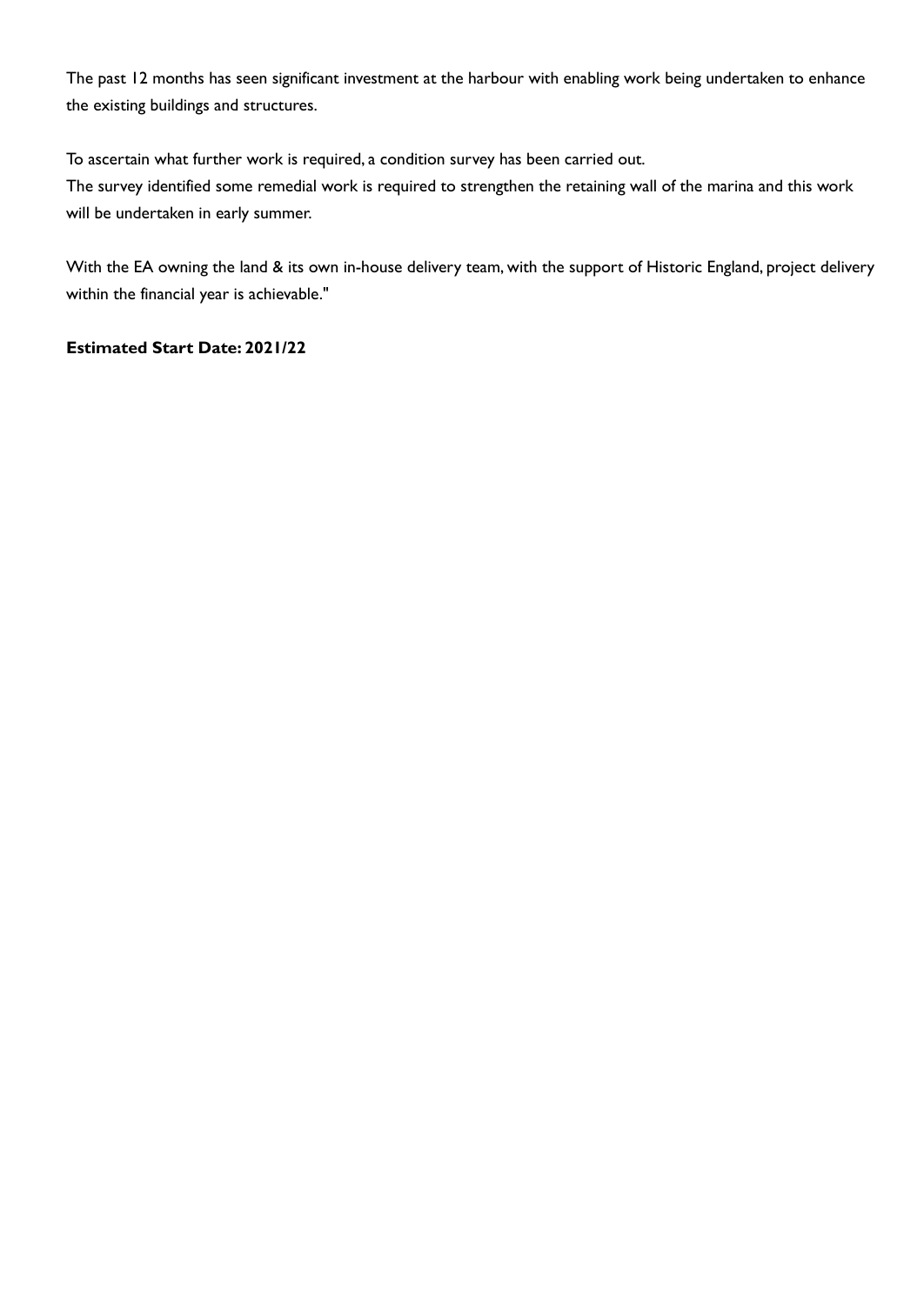The past 12 months has seen significant investment at the harbour with enabling work being undertaken to enhance the existing buildings and structures.

To ascertain what further work is required, a condition survey has been carried out.
The survey identified some remedial work is required to strengthen the retaining wall of the marina and this work will be undertaken in early summer.

With the EA owning the land & its own in-house delivery team, with the support of Historic England, project delivery within the financial year is achievable."

**Estimated Start Date: 2021/22**